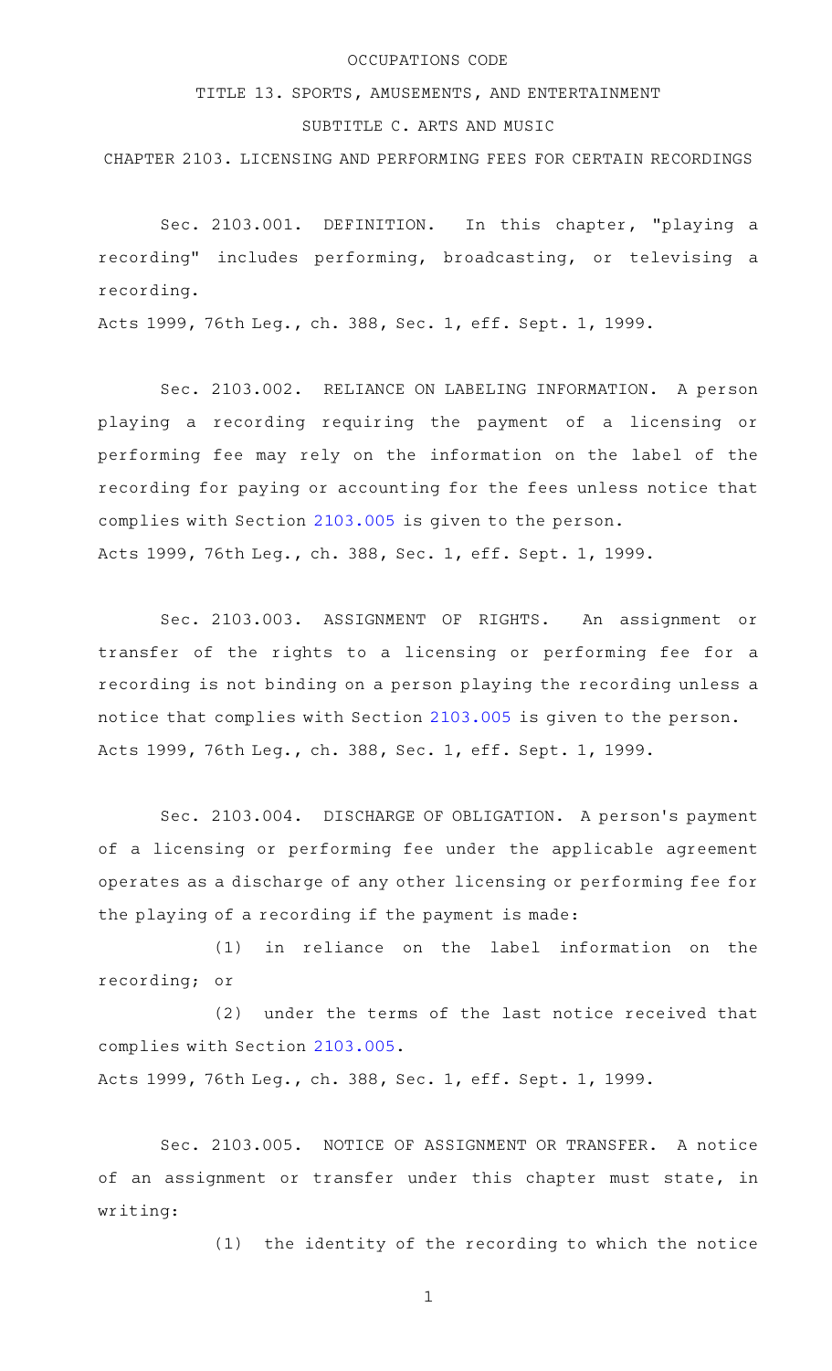OCCUPATIONS CODE

TITLE 13. SPORTS, AMUSEMENTS, AND ENTERTAINMENT

SUBTITLE C. ARTS AND MUSIC

CHAPTER 2103. LICENSING AND PERFORMING FEES FOR CERTAIN RECORDINGS

Sec. 2103.001. DEFINITION. In this chapter, "playing a recording" includes performing, broadcasting, or televising a recording.

Acts 1999, 76th Leg., ch. 388, Sec. 1, eff. Sept. 1, 1999.

Sec. 2103.002. RELIANCE ON LABELING INFORMATION. A person playing a recording requiring the payment of a licensing or performing fee may rely on the information on the label of the recording for paying or accounting for the fees unless notice that complies with Section 2103.005 is given to the person.

Acts 1999, 76th Leg., ch. 388, Sec. 1, eff. Sept. 1, 1999.

Sec. 2103.003. ASSIGNMENT OF RIGHTS. An assignment or transfer of the rights to a licensing or performing fee for a recording is not binding on a person playing the recording unless a notice that complies with Section 2103.005 is given to the person.

Acts 1999, 76th Leg., ch. 388, Sec. 1, eff. Sept. 1, 1999.

Sec. 2103.004. DISCHARGE OF OBLIGATION. A person's payment of a licensing or performing fee under the applicable agreement operates as a discharge of any other licensing or performing fee for the playing of a recording if the payment is made:

(1) in reliance on the label information on the recording; or

(2) under the terms of the last notice received that complies with Section 2103.005.

Acts 1999, 76th Leg., ch. 388, Sec. 1, eff. Sept. 1, 1999.

Sec. 2103.005. NOTICE OF ASSIGNMENT OR TRANSFER. A notice of an assignment or transfer under this chapter must state, in writing:

(1) the identity of the recording to which the notice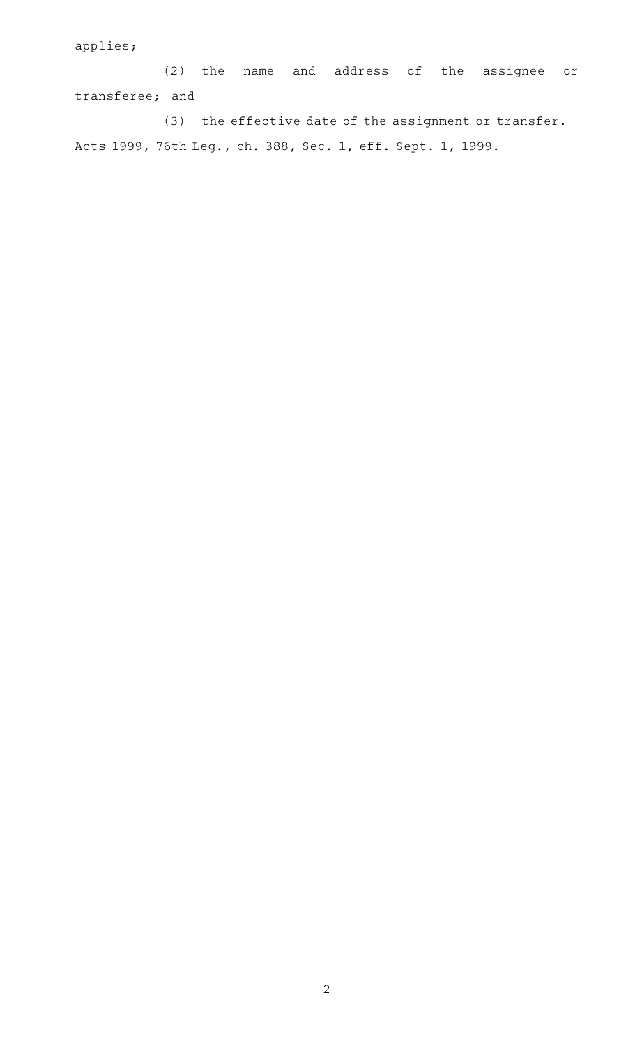applies;

(2) the name and address of the assignee or transferee; and

(3) the effective date of the assignment or transfer.

Acts 1999, 76th Leg., ch. 388, Sec. 1, eff. Sept. 1, 1999.